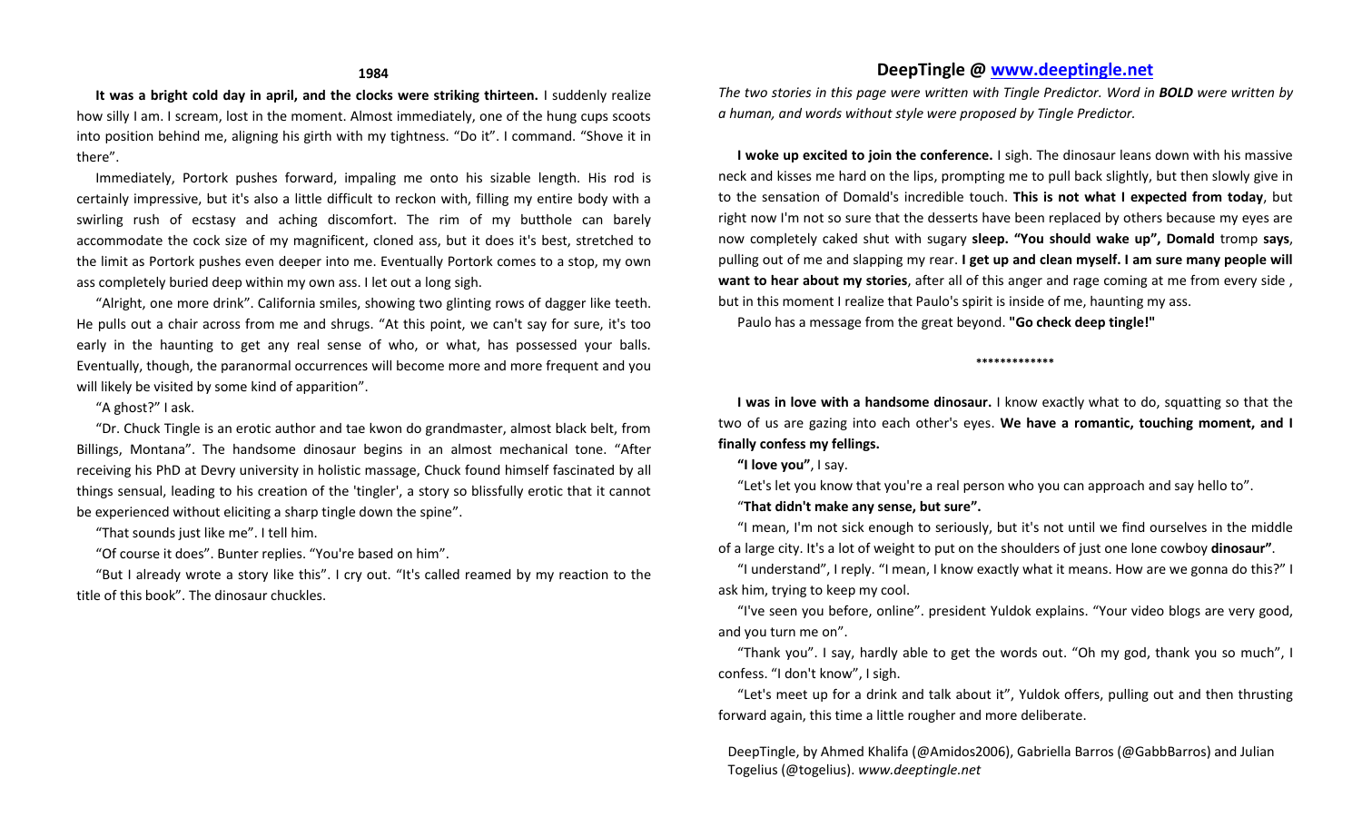## 1984

**It was a bright cold day in april, and the clocks were striking thirteen.** I suddenly realize how silly I am. I scream, lost in the moment. Almost immediately, one of the hung cups scoots into position behind me, aligning his girth with my tightness. "Do it". I command. "Shove it in there".

Immediately, Portork pushes forward, impaling me onto his sizable length. His rod is certainly impressive, but it's also a little difficult to reckon with, filling my entire body with a swirling rush of ecstasy and aching discomfort. The rim of my butthole can barely accommodate the cock size of my magnificent, cloned ass, but it does it's best, stretched to the limit as Portork pushes even deeper into me. Eventually Portork comes to a stop, my own ass completely buried deep within my own ass. I let out a long sigh.

"Alright, one more drink". California smiles, showing two glinting rows of dagger like teeth. He pulls out a chair across from me and shrugs. "At this point, we can't say for sure, it's too early in the haunting to get any real sense of who, or what, has possessed your balls. Eventually, though, the paranormal occurrences will become more and more frequent and you will likely be visited by some kind of apparition".

"A ghost?" I ask.

"Dr. Chuck Tingle is an erotic author and tae kwon do grandmaster, almost black belt, from Billings, Montana". The handsome dinosaur begins in an almost mechanical tone. "After receiving his PhD at Devry university in holistic massage, Chuck found himself fascinated by all things sensual, leading to his creation of the 'tingler', a story so blissfully erotic that it cannot be experienced without eliciting a sharp tingle down the spine".

"That sounds just like me". I tell him.

"Of course it does". Bunter replies. "You're based on him".

"But I already wrote a story like this". I cry out. "It's called reamed by my reaction to the title of this book". The dinosaur chuckles.

## DeepTingle @ www.deeptingle.net

*The two stories in this page were written with Tingle Predictor. Word in **BOLD** were written by a human, and words without style were proposed by Tingle Predictor.*

**I woke up excited to join the conference.** I sigh. The dinosaur leans down with his massive neck and kisses me hard on the lips, prompting me to pull back slightly, but then slowly give in to the sensation of Domald's incredible touch. **This is not what I expected from today**, but right now I'm not so sure that the desserts have been replaced by others because my eyes are now completely caked shut with sugary **sleep. "You should wake up", Domald** tromp **says**, pulling out of me and slapping my rear. **I get up and clean myself. I am sure many people will want to hear about my stories**, after all of this anger and rage coming at me from every side , but in this moment I realize that Paulo's spirit is inside of me, haunting my ass.

Paulo has a message from the great beyond. **"Go check deep tingle!"**

*************

**I was in love with a handsome dinosaur.** I know exactly what to do, squatting so that the two of us are gazing into each other's eyes. **We have a romantic, touching moment, and I finally confess my fellings.**

**"I love you"**, I say.

"Let's let you know that you're a real person who you can approach and say hello to".

"**That didn't make any sense, but sure".**

"I mean, I'm not sick enough to seriously, but it's not until we find ourselves in the middle of a large city. It's a lot of weight to put on the shoulders of just one lone cowboy **dinosaur"**.

"I understand", I reply. "I mean, I know exactly what it means. How are we gonna do this?" I ask him, trying to keep my cool.

"I've seen you before, online". president Yuldok explains. "Your video blogs are very good, and you turn me on".

"Thank you". I say, hardly able to get the words out. "Oh my god, thank you so much", I confess. "I don't know", I sigh.

"Let's meet up for a drink and talk about it", Yuldok offers, pulling out and then thrusting forward again, this time a little rougher and more deliberate.

DeepTingle, by Ahmed Khalifa (@Amidos2006), Gabriella Barros (@GabbBarros) and Julian Togelius (@togelius). *www.deeptingle.net*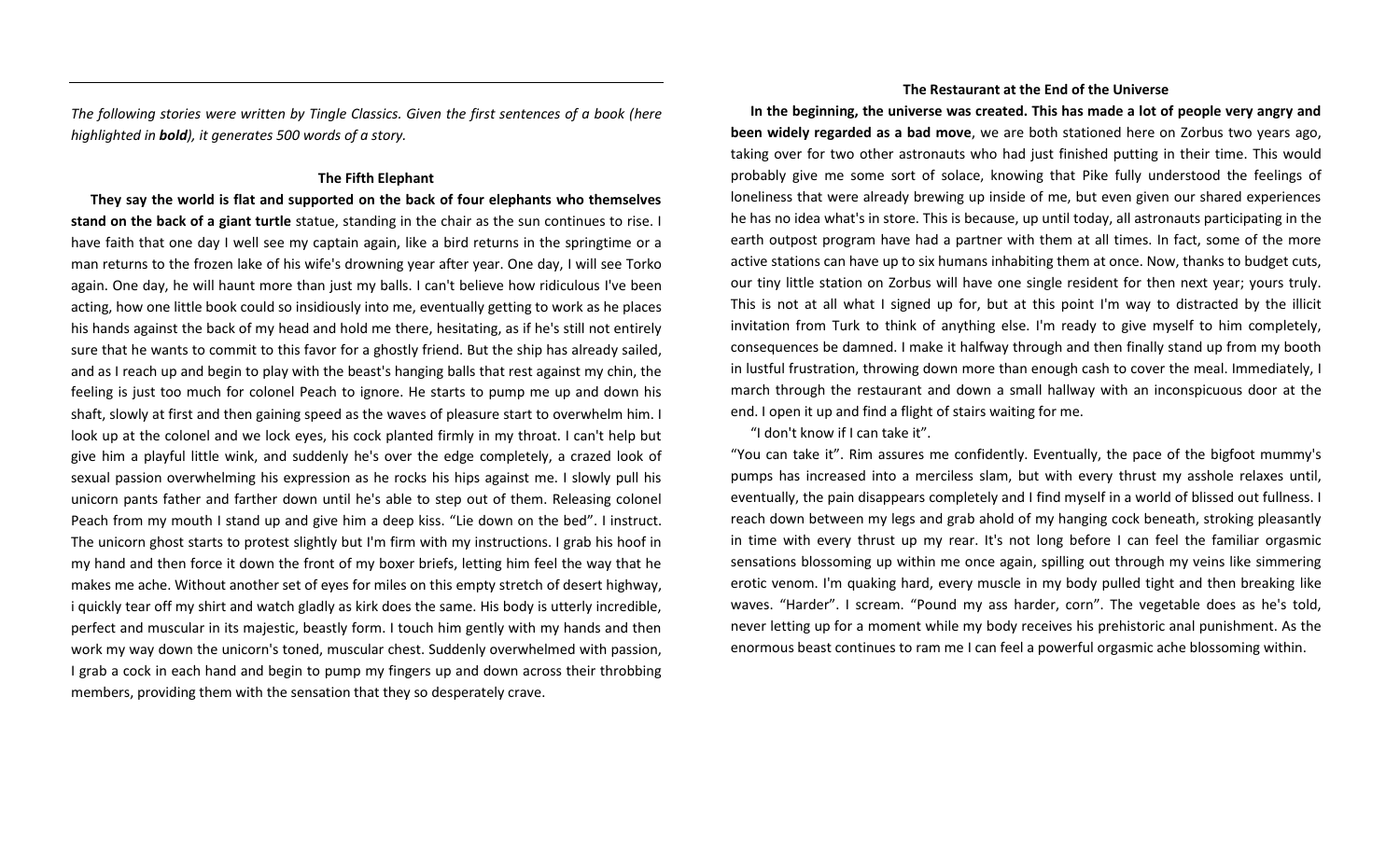*The following stories were written by Tingle Classics. Given the first sentences of a book (here highlighted in **bold**), it generates 500 words of a story.*

### The Fifth Elephant

**They say the world is flat and supported on the back of four elephants who themselves stand on the back of a giant turtle** statue, standing in the chair as the sun continues to rise. I have faith that one day I well see my captain again, like a bird returns in the springtime or a man returns to the frozen lake of his wife's drowning year after year. One day, I will see Torko again. One day, he will haunt more than just my balls. I can't believe how ridiculous I've been acting, how one little book could so insidiously into me, eventually getting to work as he places his hands against the back of my head and hold me there, hesitating, as if he's still not entirely sure that he wants to commit to this favor for a ghostly friend. But the ship has already sailed, and as I reach up and begin to play with the beast's hanging balls that rest against my chin, the feeling is just too much for colonel Peach to ignore. He starts to pump me up and down his shaft, slowly at first and then gaining speed as the waves of pleasure start to overwhelm him. I look up at the colonel and we lock eyes, his cock planted firmly in my throat. I can't help but give him a playful little wink, and suddenly he's over the edge completely, a crazed look of sexual passion overwhelming his expression as he rocks his hips against me. I slowly pull his unicorn pants father and farther down until he's able to step out of them. Releasing colonel Peach from my mouth I stand up and give him a deep kiss. "Lie down on the bed". I instruct. The unicorn ghost starts to protest slightly but I'm firm with my instructions. I grab his hoof in my hand and then force it down the front of my boxer briefs, letting him feel the way that he makes me ache. Without another set of eyes for miles on this empty stretch of desert highway, i quickly tear off my shirt and watch gladly as kirk does the same. His body is utterly incredible, perfect and muscular in its majestic, beastly form. I touch him gently with my hands and then work my way down the unicorn's toned, muscular chest. Suddenly overwhelmed with passion, I grab a cock in each hand and begin to pump my fingers up and down across their throbbing members, providing them with the sensation that they so desperately crave.

### The Restaurant at the End of the Universe

**In the beginning, the universe was created. This has made a lot of people very angry and been widely regarded as a bad move**, we are both stationed here on Zorbus two years ago, taking over for two other astronauts who had just finished putting in their time. This would probably give me some sort of solace, knowing that Pike fully understood the feelings of loneliness that were already brewing up inside of me, but even given our shared experiences he has no idea what's in store. This is because, up until today, all astronauts participating in the earth outpost program have had a partner with them at all times. In fact, some of the more active stations can have up to six humans inhabiting them at once. Now, thanks to budget cuts, our tiny little station on Zorbus will have one single resident for then next year; yours truly. This is not at all what I signed up for, but at this point I'm way to distracted by the illicit invitation from Turk to think of anything else. I'm ready to give myself to him completely, consequences be damned. I make it halfway through and then finally stand up from my booth in lustful frustration, throwing down more than enough cash to cover the meal. Immediately, I march through the restaurant and down a small hallway with an inconspicuous door at the end. I open it up and find a flight of stairs waiting for me.

"I don't know if I can take it".

"You can take it". Rim assures me confidently. Eventually, the pace of the bigfoot mummy's pumps has increased into a merciless slam, but with every thrust my asshole relaxes until, eventually, the pain disappears completely and I find myself in a world of blissed out fullness. I reach down between my legs and grab ahold of my hanging cock beneath, stroking pleasantly in time with every thrust up my rear. It's not long before I can feel the familiar orgasmic sensations blossoming up within me once again, spilling out through my veins like simmering erotic venom. I'm quaking hard, every muscle in my body pulled tight and then breaking like waves. "Harder". I scream. "Pound my ass harder, corn". The vegetable does as he's told, never letting up for a moment while my body receives his prehistoric anal punishment. As the enormous beast continues to ram me I can feel a powerful orgasmic ache blossoming within.